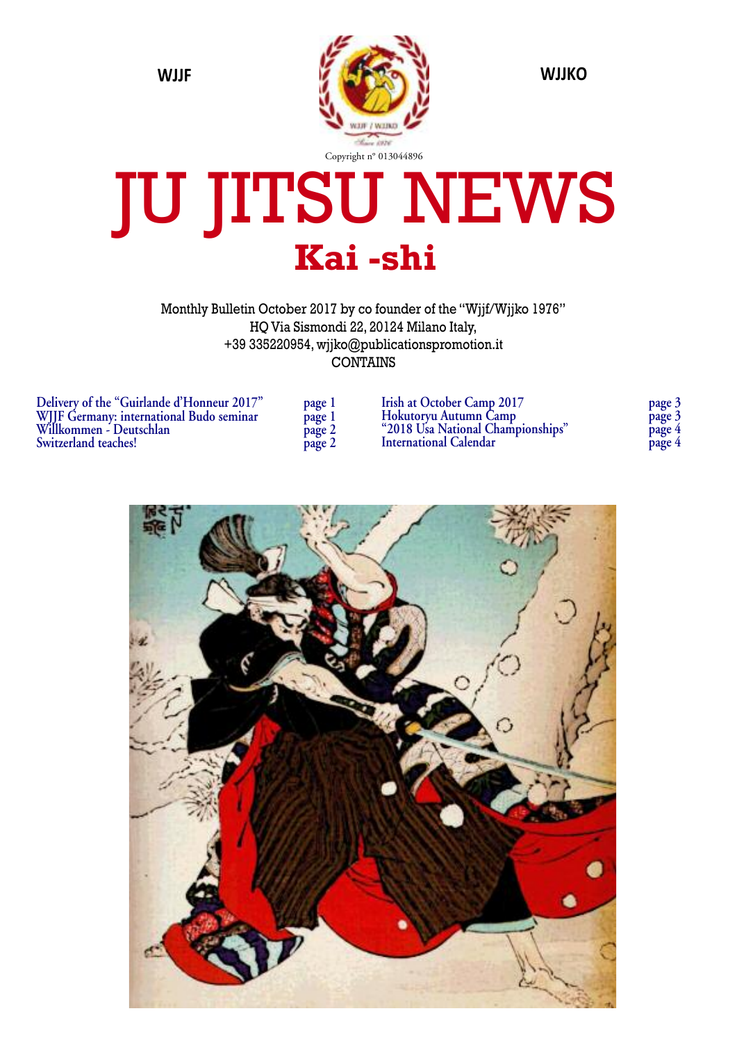WJJF

WJJKO

Copyright n° 013044896

# JU JITSU NEWS

## Kai -shi

Monthly Bulletin October 2017 by co founder of the "Wjjf/Wjjko 1976"
HQ Via Sismondi 22, 20124 Milano Italy,
+39 335220954, wjjko@publicationspromotion.it
CONTAINS

| | |
|---|---|
| Delivery of the "Guirlande d'Honneur 2017" | page 1 |
| WJJF Germany: international Budo seminar | page 1 |
| Willkommen - Deutschlan | page 2 |
| Switzerland teaches! | page 2 |
| Irish at October Camp 2017 | page 3 |
| Hokutoryu Autumn Camp | page 3 |
| "2018 Usa National Championships" | page 4 |
| International Calendar | page 4 |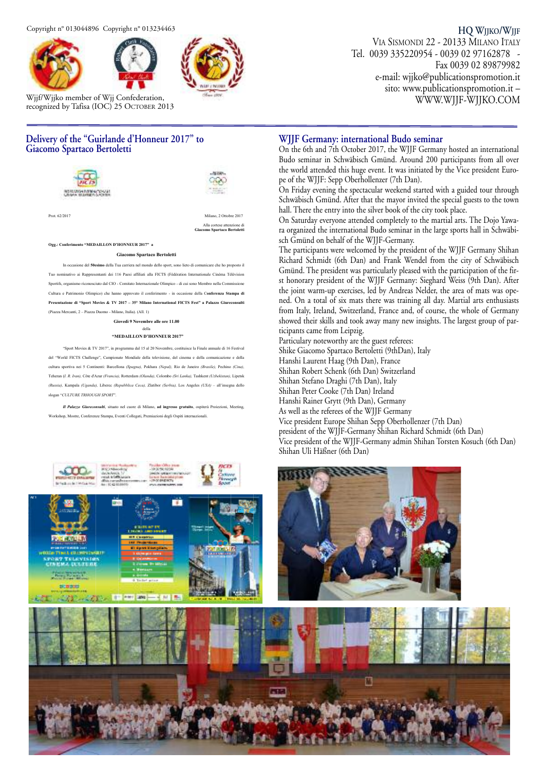Copyright n° 013044896 Copyright n° 013234463

Wjjf/Wjjko member of Wjj Confederation, recognized by Tafisa (IOC) 25 October 2013

**HQ Wjjko/Wjjf**
Via Sismondi 22 - 20133 Milano Italy
Tel. 0039 335220954 - 0039 02 97162878 - Fax 0039 02 89879982
e-mail: wjjko@publicationspromotion.it
sito: www.publicationspromotion.it – WWW.WJJF-WJJKO.COM

## Delivery of the "Guirlande d'Honneur 2017" to Giacomo Spartaco Bertoletti

Prot. 62/2017

Milano, 2 Ottobre 2017

Alla cortese attenzione di
**Giacomo Spartaco Bertoletti**

**Ogg.: Conferimento "MEDAILLON D'HONNEUR 2017" a**

**Giacomo Spartaco Bertoletti**

In occasione del **50esimo** della Tua carriera nel mondo dello sport, sono lieto di comunicare che ho proposto il Tuo nominativo ai Rappresentanti dei 116 Paesi affiliati alla FICTS (Fédération Internationale Cinéma Télévision Sportifs, organismo riconosciuto dal CIO - Comitato Internazionale Olimpico - di cui sono Membro nella Commissione Cultura e Patrimonio Olimpico) che hanno approvato il conferimento - in occasione della **Conferenza Stampa di Presentazione di "Sport Movies & TV 2017 – 35° Milano International FICTS Fest" a Palazzo Giureconsulti** (Piazza Mercanti, 2 – Piazza Duomo - Milano, Italia). (All. 1)

**Giovedì 9 Novembre alle ore 11.00**

della

**"MEDAILLON D'HONNEUR 2017"**

"Sport Movies & TV 2017", in programma dal 15 al 20 Novembre, costituisce la Finale annuale di 16 Festival del "World FICTS Challenge", Campionato Mondiale della televisione, del cinema e della comunicazione e della cultura sportiva nei 5 Continenti: Barcellona *(Spagna)*, Pokhara *(Nepal)*, Rio de Janeiro *(Brasile)*, Pechino *(Cina)*, Teheran *(I. R. Iran)*, Côte d'Azur *(Francia)*, Rotterdam *(Olanda)*, Colombo *(Sri Lanka)*, Tashkent *(Uzbekistan)*, Lipetsk *(Russia)*, Kampala *(Uganda)*, Liberec *(Repubblica Ceca)*, Zlatibor *(Serbia)*, Los Angeles *(USA)* – all'insegna dello slogan "*CULTURE TRHOUGH SPORT*".

***Il Palazzo Giureconsulti***, situato nel cuore di Milano, **ad ingresso gratuito**, ospiterà Proiezioni, Meeting, Workshop, Mostre, Conferenze Stampa, Eventi Collegati, Premiazioni degli Ospiti internazionali.

## WJJF Germany: international Budo seminar

On the 6th and 7th October 2017, the WJJF Germany hosted an international Budo seminar in Schwäbisch Gmünd. Around 200 participants from all over the world attended this huge event. It was initiated by the Vice president Europe of the WJJF: Sepp Oberhollenzer (7th Dan).

On Friday evening the spectacular weekend started with a guided tour through Schwäbisch Gmünd. After that the mayor invited the special guests to the town hall. There the entry into the silver book of the city took place.

On Saturday everyone attended completely to the martial arts. The Dojo Yawara organized the international Budo seminar in the large sports hall in Schwäbisch Gmünd on behalf of the WJJF-Germany.

The participants were welcomed by the president of the WJJF Germany Shihan Richard Schmidt (6th Dan) and Frank Wendel from the city of Schwäbisch Gmünd. The president was particularly pleased with the participation of the first honorary president of the WJJF Germany: Sieghard Weiss (9th Dan). After the joint warm-up exercises, led by Andreas Nelder, the area of mats was opened. On a total of six mats there was training all day. Martial arts enthusiasts from Italy, Ireland, Switzerland, France and, of course, the whole of Germany showed their skills and took away many new insights. The largest group of participants came from Leipzig.

Particulary noteworthy are the guest referees:
Shike Giacomo Spartaco Bertoletti (9thDan), Italy
Hanshi Laurent Haag (9th Dan), France
Shihan Robert Schenk (6th Dan) Switzerland
Shihan Stefano Draghi (7th Dan), Italy
Shihan Peter Cooke (7th Dan) Ireland
Hanshi Rainer Grytt (9th Dan), Germany
As well as the referees of the WJJF Germany
Vice president Europe Shihan Sepp Oberhollenzer (7th Dan)
president of the WJJF-Germany Shihan Richard Schmidt (6th Dan)
Vice president of the WJJF-Germany admin Shihan Torsten Kosuch (6th Dan)
Shihan Uli Häßner (6th Dan)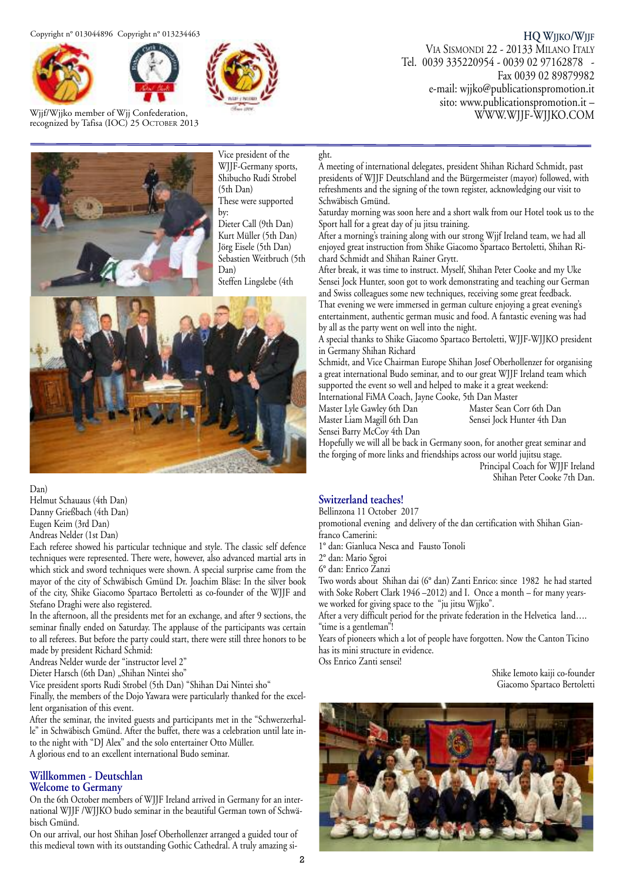Copyright n° 013044896 Copyright n° 013234463

Wjjf/Wjjko member of Wjj Confederation, recognized by Tafisa (IOC) 25 October 2013

**HQ Wjjko/Wjjf**
Via Sismondi 22 - 20133 Milano Italy
Tel. 0039 335220954 - 0039 02 97162878 - Fax 0039 02 89879982
e-mail: wjjko@publicationspromotion.it
sito: www.publicationspromotion.it –
WWW.WJJF-WJJKO.COM

Vice president of the WJJF-Germany sports, Shibucho Rudi Strobel (5th Dan)
These were supported by:
Dieter Call (9th Dan)
Kurt Müller (5th Dan)
Jörg Eisele (5th Dan)
Sebastien Weitbruch (5th Dan)
Steffen Lingslebe (4th Dan)
Helmut Schauaus (4th Dan)
Danny Grießbach (4th Dan)
Eugen Keim (3rd Dan)
Andreas Nelder (1st Dan)

Each referee showed his particular technique and style. The classic self defence techniques were represented. There were, however, also advanced martial arts in which stick and sword techniques were shown. A special surprise came from the mayor of the city of Schwäbisch Gmünd Dr. Joachim Bläse: In the silver book of the city, Shike Giacomo Spartaco Bertoletti as co-founder of the WJJF and Stefano Draghi were also registered.

In the afternoon, all the presidents met for an exchange, and after 9 sections, the seminar finally ended on Saturday. The applause of the participants was certain to all referees. But before the party could start, there were still three honors to be made by president Richard Schmid:

Andreas Nelder wurde der "instructor level 2"

Dieter Harsch (6th Dan) „Shihan Nintei sho"

Vice president sports Rudi Strobel (5th Dan) "Shihan Dai Nintei sho"

Finally, the members of the Dojo Yawara were particularly thanked for the excellent organisation of this event.

After the seminar, the invited guests and participants met in the "Schwerzerhalle" in Schwäbisch Gmünd. After the buffet, there was a celebration until late into the night with "DJ Alex" and the solo entertainer Otto Müller.

A glorious end to an excellent international Budo seminar.

## Willkommen - Deutschlan
## Welcome to Germany

On the 6th October members of WJJF Ireland arrived in Germany for an international WJJF /WJJKO budo seminar in the beautiful German town of Schwäbisch Gmünd.

On our arrival, our host Shihan Josef Oberhollenzer arranged a guided tour of this medieval town with its outstanding Gothic Cathedral. A truly amazing sight.

A meeting of international delegates, president Shihan Richard Schmidt, past presidents of WJJF Deutschland and the Bürgermeister (mayor) followed, with refreshments and the signing of the town register, acknowledging our visit to Schwäbisch Gmünd.

Saturday morning was soon here and a short walk from our Hotel took us to the Sport hall for a great day of ju jitsu training.

After a morning's training along with our strong Wjjf Ireland team, we had all enjoyed great instruction from Shike Giacomo Spartaco Bertoletti, Shihan Richard Schmidt and Shihan Rainer Grytt.

After break, it was time to instruct. Myself, Shihan Peter Cooke and my Uke Sensei Jock Hunter, soon got to work demonstrating and teaching our German and Swiss colleagues some new techniques, receiving some great feedback.

That evening we were immersed in german culture enjoying a great evening's entertainment, authentic german music and food. A fantastic evening was had by all as the party went on well into the night.

A special thanks to Shike Giacomo Spartaco Bertoletti, WJJF-WJJKO president in Germany Shihan Richard Schmidt, and Vice Chairman Europe Shihan Josef Oberhollenzer for organising a great international Budo seminar, and to our great WJJF Ireland team which supported the event so well and helped to make it a great weekend:

International FiMA Coach, Jayne Cooke, 5th Dan Master
Master Lyle Gawley 6th Dan
Master Sean Corr 6th Dan
Master Liam Magill 6th Dan
Sensei Jock Hunter 4th Dan
Sensei Barry McCoy 4th Dan

Hopefully we will all be back in Germany soon, for another great seminar and the forging of more links and friendships across our world jujitsu stage.

Principal Coach for WJJF Ireland
Shihan Peter Cooke 7th Dan.

## Switzerland teaches!

Bellinzona 11 October 2017

promotional evening and delivery of the dan certification with Shihan Gianfranco Camerini:

1° dan: Gianluca Nesca and Fausto Tonoli
2° dan: Mario Sgroi
6° dan: Enrico Zanzi

Two words about Shihan dai (6° dan) Zanti Enrico: since 1982 he had started with Soke Robert Clark 1946 –2012) and I. Once a month – for many years- we worked for giving space to the "ju jitsu Wjjko".

After a very difficult period for the private federation in the Helvetica land…. "time is a gentleman"!

Years of pioneers which a lot of people have forgotten. Now the Canton Ticino has its mini structure in evidence.

Oss Enrico Zanti sensei!

Shike Iemoto kaiji co-founder
Giacomo Spartaco Bertoletti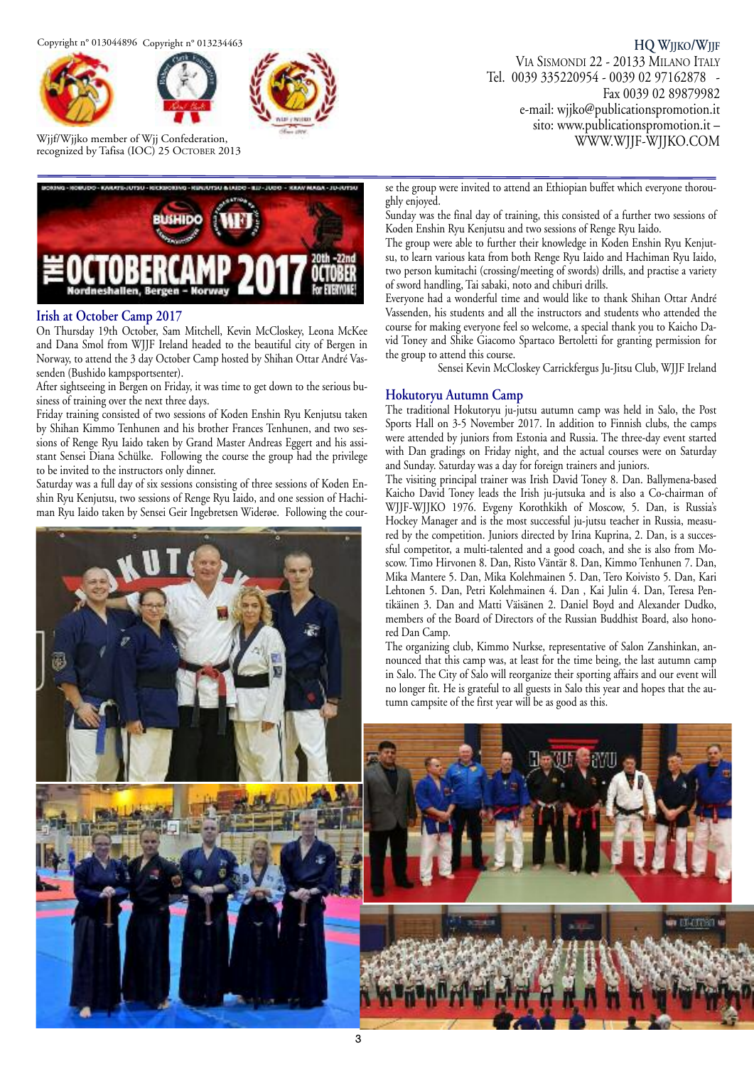Copyright n° 013044896 Copyright n° 013234463

Wjjf/Wjjko member of Wjj Confederation, recognized by Tafisa (IOC) 25 October 2013

**HQ Wjjko/Wjjf**
Via Sismondi 22 - 20133 Milano Italy
Tel. 0039 335220954 - 0039 02 97162878 - Fax 0039 02 89879982
e-mail: wjjko@publicationspromotion.it
sito: www.publicationspromotion.it –
WWW.WJJF-WJJKO.COM

## Irish at October Camp 2017

On Thursday 19th October, Sam Mitchell, Kevin McCloskey, Leona McKee and Dana Smol from WJJF Ireland headed to the beautiful city of Bergen in Norway, to attend the 3 day October Camp hosted by Shihan Ottar André Vassenden (Bushido kampsportsenter).

After sightseeing in Bergen on Friday, it was time to get down to the serious business of training over the next three days.

Friday training consisted of two sessions of Koden Enshin Ryu Kenjutsu taken by Shihan Kimmo Tenhunen and his brother Frances Tenhunen, and two sessions of Renge Ryu Iaido taken by Grand Master Andreas Eggert and his assistant Sensei Diana Schülke. Following the course the group had the privilege to be invited to the instructors only dinner.

Saturday was a full day of six sessions consisting of three sessions of Koden Enshin Ryu Kenjutsu, two sessions of Renge Ryu Iaido, and one session of Hachiman Ryu Iaido taken by Sensei Geir Ingebretsen Widerøe. Following the course the group were invited to attend an Ethiopian buffet which everyone thoroughly enjoyed.

Sunday was the final day of training, this consisted of a further two sessions of Koden Enshin Ryu Kenjutsu and two sessions of Renge Ryu Iaido.

The group were able to further their knowledge in Koden Enshin Ryu Kenjutsu, to learn various kata from both Renge Ryu Iaido and Hachiman Ryu Iaido, two person kumitachi (crossing/meeting of swords) drills, and practise a variety of sword handling, Tai sabaki, noto and chiburi drills.

Everyone had a wonderful time and would like to thank Shihan Ottar André Vassenden, his students and all the instructors and students who attended the course for making everyone feel so welcome, a special thank you to Kaicho David Toney and Shike Giacomo Spartaco Bertoletti for granting permission for the group to attend this course.

Sensei Kevin McCloskey Carrickfergus Ju-Jitsu Club, WJJF Ireland

## Hokutoryu Autumn Camp

The traditional Hokutoryu ju-jutsu autumn camp was held in Salo, the Post Sports Hall on 3-5 November 2017. In addition to Finnish clubs, the camps were attended by juniors from Estonia and Russia. The three-day event started with Dan gradings on Friday night, and the actual courses were on Saturday and Sunday. Saturday was a day for foreign trainers and juniors.

The visiting principal trainer was Irish David Toney 8. Dan. Ballymena-based Kaicho David Toney leads the Irish ju-jutsuka and is also a Co-chairman of WJJF-WJJKO 1976. Evgeny Korothkikh of Moscow, 5. Dan, is Russia's Hockey Manager and is the most successful ju-jutsu teacher in Russia, measured by the competition. Juniors directed by Irina Kuprina, 2. Dan, is a successful competitor, a multi-talented and a good coach, and she is also from Moscow. Timo Hirvonen 8. Dan, Risto Väntär 8. Dan, Kimmo Tenhunen 7. Dan, Mika Mantere 5. Dan, Mika Kolehmainen 5. Dan, Tero Koivisto 5. Dan, Kari Lehtonen 5. Dan, Petri Kolehmainen 4. Dan , Kai Julin 4. Dan, Teresa Pentikäinen 3. Dan and Matti Väisänen 2. Daniel Boyd and Alexander Dudko, members of the Board of Directors of the Russian Buddhist Board, also honored Dan Camp.

The organizing club, Kimmo Nurkse, representative of Salon Zanshinkan, announced that this camp was, at least for the time being, the last autumn camp in Salo. The City of Salo will reorganize their sporting affairs and our event will no longer fit. He is grateful to all guests in Salo this year and hopes that the autumn campsite of the first year will be as good as this.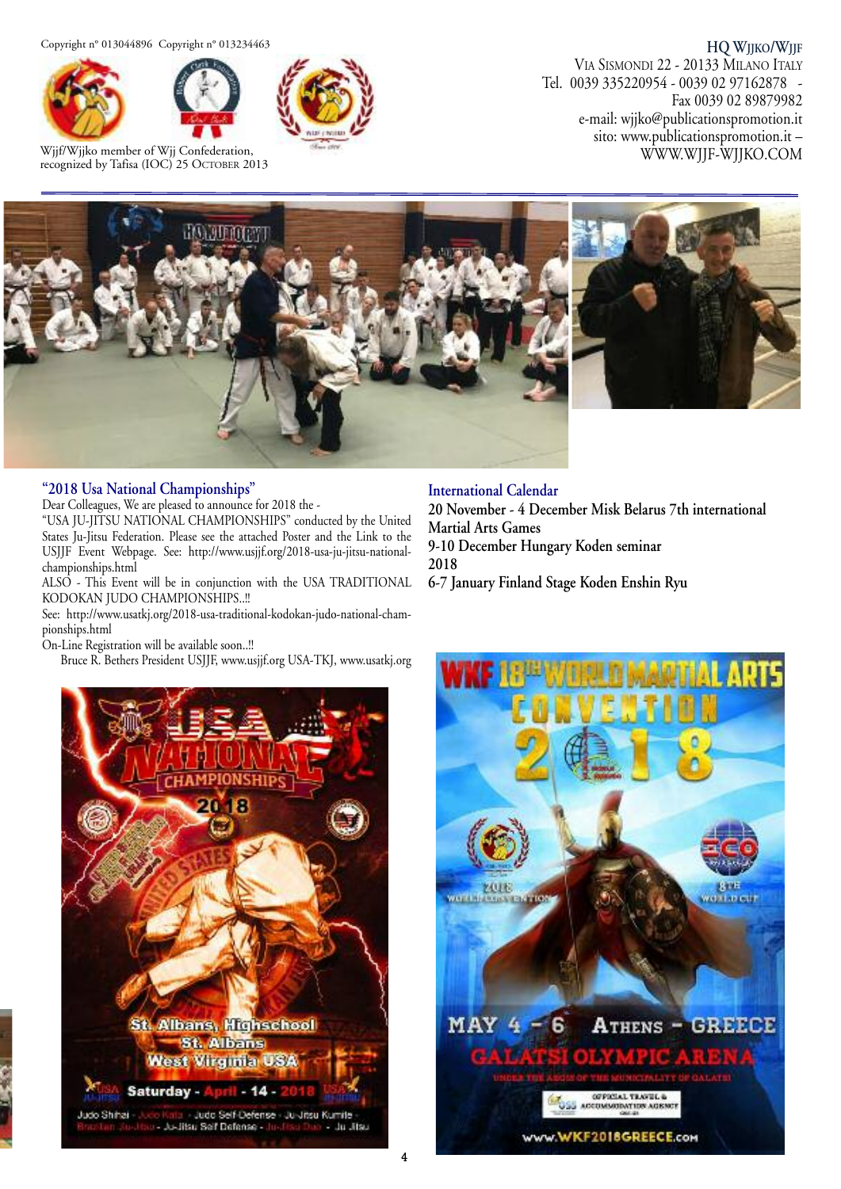Copyright n° 013044896 Copyright n° 013234463

Wjjf/Wjjko member of Wjj Confederation, recognized by Tafisa (IOC) 25 October 2013

**HQ Wjjko/Wjjf**
Via Sismondi 22 - 20133 Milano Italy
Tel. 0039 335220954 - 0039 02 97162878 - Fax 0039 02 89879982
e-mail: wjjko@publicationspromotion.it
sito: www.publicationspromotion.it – WWW.WJJF-WJJKO.COM

## "2018 Usa National Championships"

Dear Colleagues, We are pleased to announce for 2018 the -

"USA JU-JITSU NATIONAL CHAMPIONSHIPS" conducted by the United States Ju-Jitsu Federation. Please see the attached Poster and the Link to the USJJF Event Webpage. See: http://www.usjjf.org/2018-usa-ju-jitsu-national-championships.html

ALSO - This Event will be in conjunction with the USA TRADITIONAL KODOKAN JUDO CHAMPIONSHIPS..!!

See: http://www.usatkj.org/2018-usa-traditional-kodokan-judo-national-championships.html

On-Line Registration will be available soon..!!

Bruce R. Bethers President USJJF, www.usjjf.org USA-TKJ, www.usatkj.org

## International Calendar

**20 November - 4 December Misk Belarus 7th international Martial Arts Games**
**9-10 December Hungary Koden seminar**
**2018**
**6-7 January Finland Stage Koden Enshin Ryu**